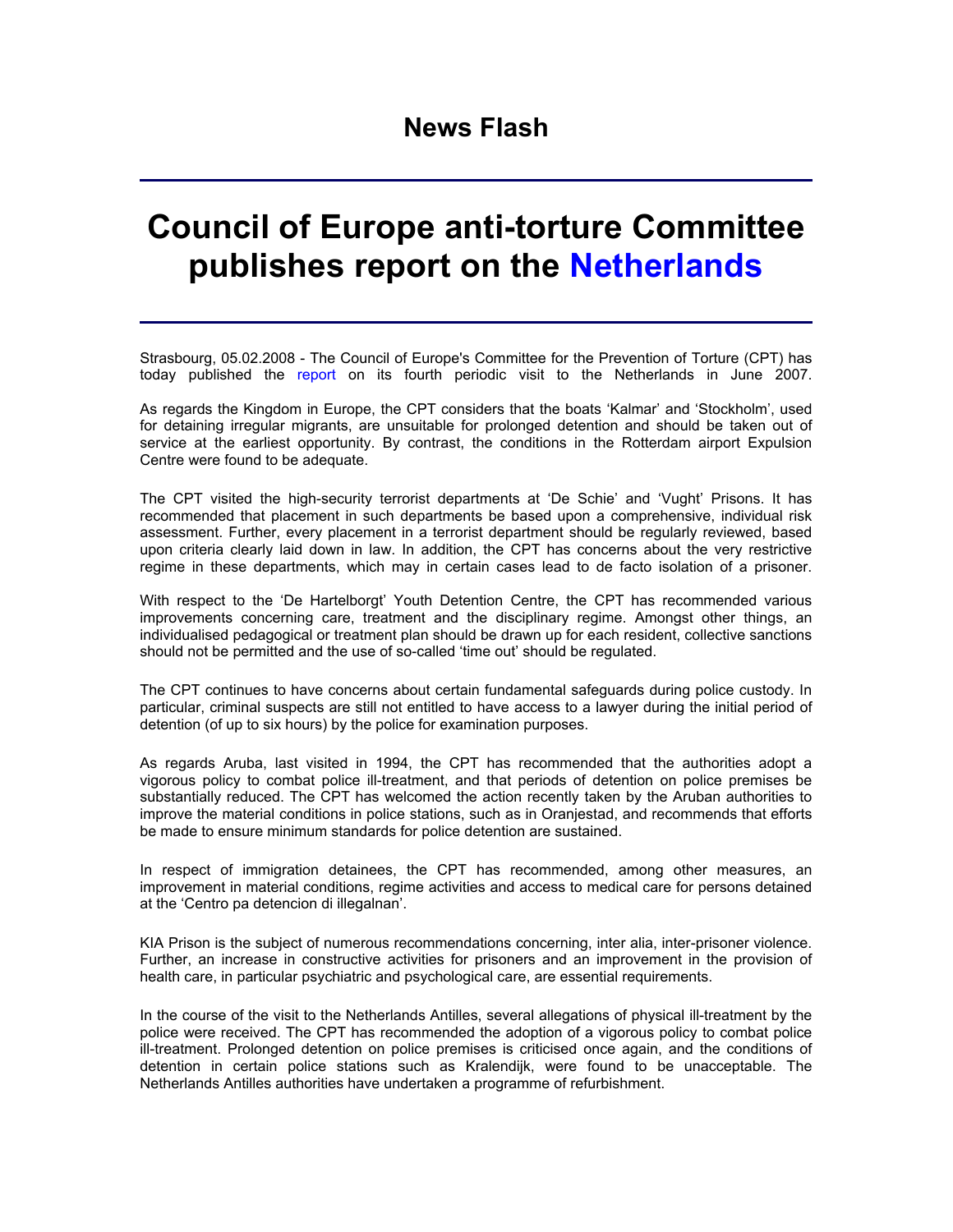# News Flash

# Council of Europe anti-torture Committee publishes report on the Netherlands

Strasbourg, 05.02.2008 - The Council of Europe's Committee for the Prevention of Torture (CPT) has today published the report on its fourth periodic visit to the Netherlands in June 2007.

As regards the Kingdom in Europe, the CPT considers that the boats 'Kalmar' and 'Stockholm', used for detaining irregular migrants, are unsuitable for prolonged detention and should be taken out of service at the earliest opportunity. By contrast, the conditions in the Rotterdam airport Expulsion Centre were found to be adequate.

The CPT visited the high-security terrorist departments at 'De Schie' and 'Vught' Prisons. It has recommended that placement in such departments be based upon a comprehensive, individual risk assessment. Further, every placement in a terrorist department should be regularly reviewed, based upon criteria clearly laid down in law. In addition, the CPT has concerns about the very restrictive regime in these departments, which may in certain cases lead to de facto isolation of a prisoner.

With respect to the 'De Hartelborgt' Youth Detention Centre, the CPT has recommended various improvements concerning care, treatment and the disciplinary regime. Amongst other things, an individualised pedagogical or treatment plan should be drawn up for each resident, collective sanctions should not be permitted and the use of so-called 'time out' should be regulated.

The CPT continues to have concerns about certain fundamental safeguards during police custody. In particular, criminal suspects are still not entitled to have access to a lawyer during the initial period of detention (of up to six hours) by the police for examination purposes.

As regards Aruba, last visited in 1994, the CPT has recommended that the authorities adopt a vigorous policy to combat police ill-treatment, and that periods of detention on police premises be substantially reduced. The CPT has welcomed the action recently taken by the Aruban authorities to improve the material conditions in police stations, such as in Oranjestad, and recommends that efforts be made to ensure minimum standards for police detention are sustained.

In respect of immigration detainees, the CPT has recommended, among other measures, an improvement in material conditions, regime activities and access to medical care for persons detained at the 'Centro pa detencion di illegalnan'.

KIA Prison is the subject of numerous recommendations concerning, inter alia, inter-prisoner violence. Further, an increase in constructive activities for prisoners and an improvement in the provision of health care, in particular psychiatric and psychological care, are essential requirements.

In the course of the visit to the Netherlands Antilles, several allegations of physical ill-treatment by the police were received. The CPT has recommended the adoption of a vigorous policy to combat police ill-treatment. Prolonged detention on police premises is criticised once again, and the conditions of detention in certain police stations such as Kralendijk, were found to be unacceptable. The Netherlands Antilles authorities have undertaken a programme of refurbishment.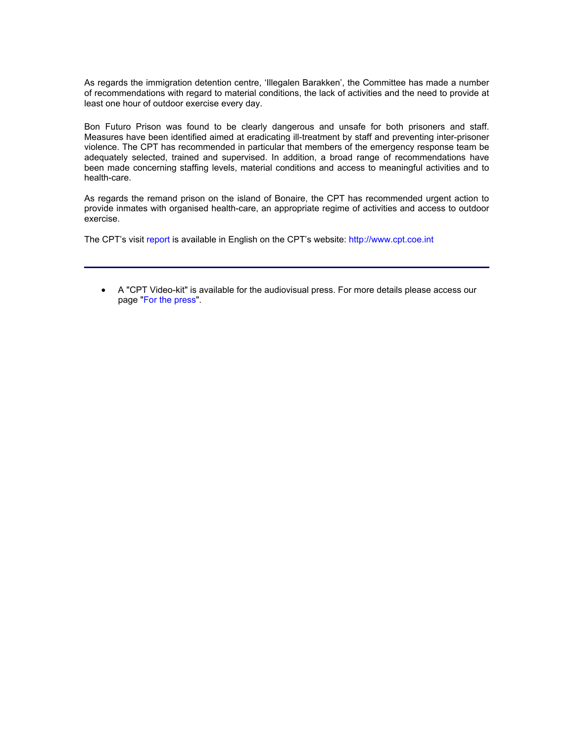As regards the immigration detention centre, 'Illegalen Barakken', the Committee has made a number of recommendations with regard to material conditions, the lack of activities and the need to provide at least one hour of outdoor exercise every day.

Bon Futuro Prison was found to be clearly dangerous and unsafe for both prisoners and staff. Measures have been identified aimed at eradicating ill-treatment by staff and preventing inter-prisoner violence. The CPT has recommended in particular that members of the emergency response team be adequately selected, trained and supervised. In addition, a broad range of recommendations have been made concerning staffing levels, material conditions and access to meaningful activities and to health-care.

As regards the remand prison on the island of Bonaire, the CPT has recommended urgent action to provide inmates with organised health-care, an appropriate regime of activities and access to outdoor exercise.

The CPT's visit report is available in English on the CPT's website: http://www.cpt.coe.int

---

- A "CPT Video-kit" is available for the audiovisual press. For more details please access our page "For the press".